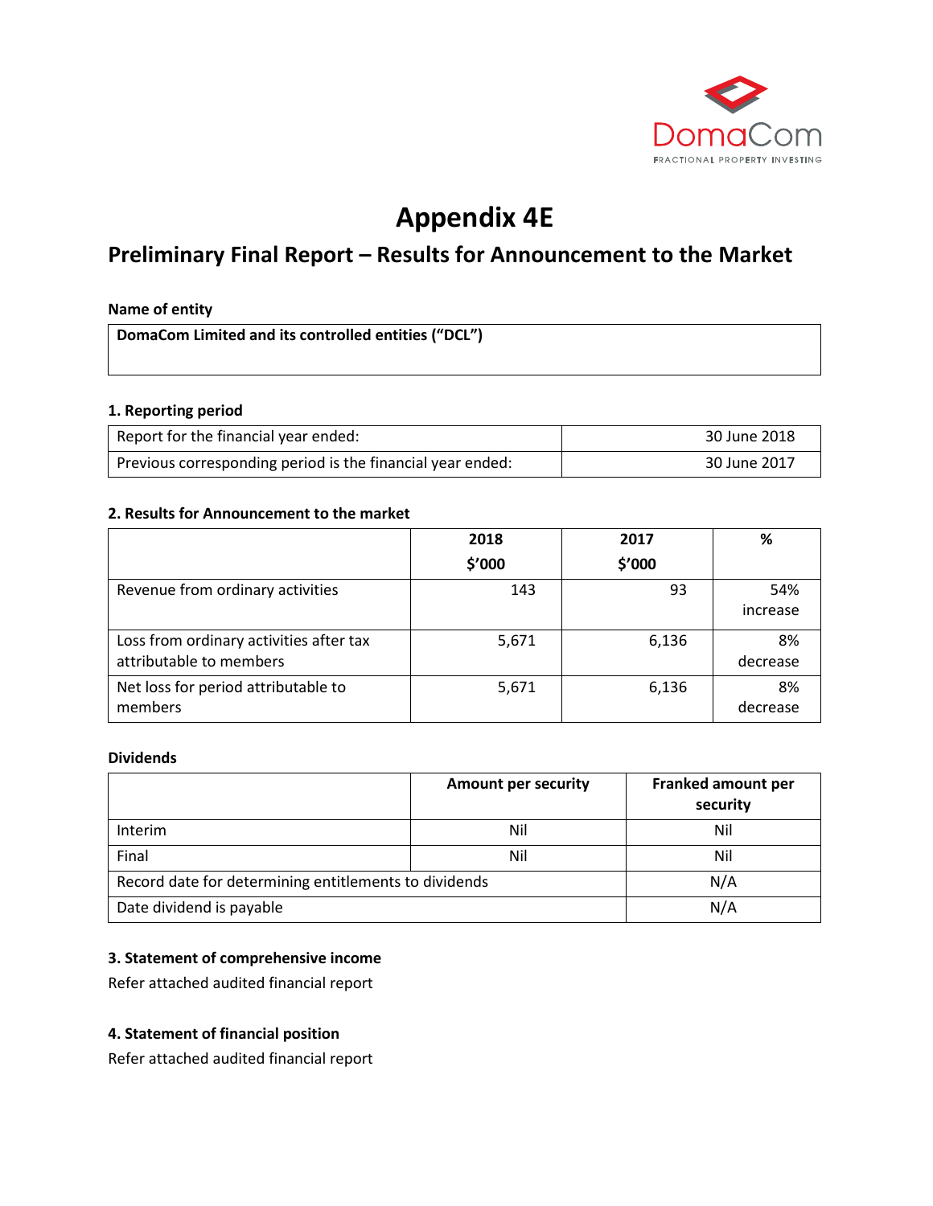DomaCom
FRACTIONAL PROPERTY INVESTING

# Appendix 4E

## Preliminary Final Report – Results for Announcement to the Market

**Name of entity**

| **DomaCom Limited and its controlled entities ("DCL")** |
|---|

### 1. Reporting period

| | |
|---|---|
| Report for the financial year ended: | 30 June 2018 |
| Previous corresponding period is the financial year ended: | 30 June 2017 |

### 2. Results for Announcement to the market

| | 2018 $'000 | 2017 $'000 | % |
|---|---|---|---|
| Revenue from ordinary activities | 143 | 93 | 54% increase |
| Loss from ordinary activities after tax attributable to members | 5,671 | 6,136 | 8% decrease |
| Net loss for period attributable to members | 5,671 | 6,136 | 8% decrease |

**Dividends**

| | Amount per security | Franked amount per security |
|---|---|---|
| Interim | Nil | Nil |
| Final | Nil | Nil |
| Record date for determining entitlements to dividends | | N/A |
| Date dividend is payable | | N/A |

### 3. Statement of comprehensive income

Refer attached audited financial report

### 4. Statement of financial position

Refer attached audited financial report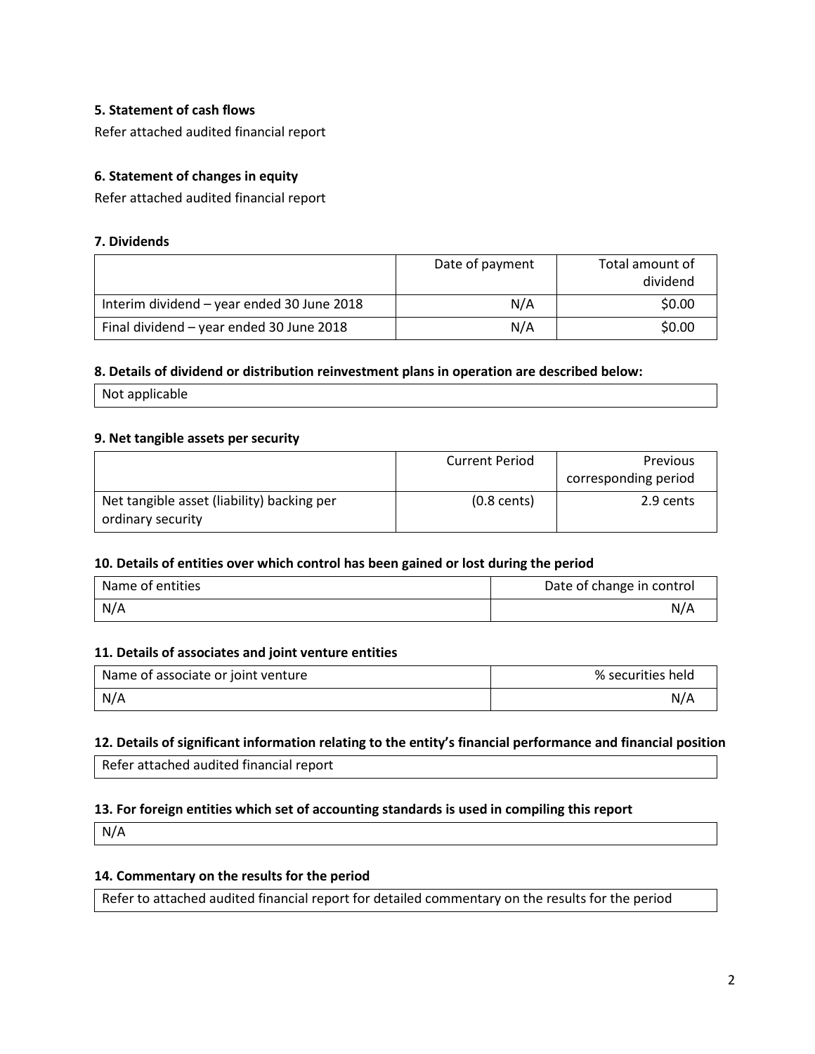### 5. Statement of cash flows

Refer attached audited financial report

### 6. Statement of changes in equity

Refer attached audited financial report

### 7. Dividends

| | Date of payment | Total amount of dividend |
|---|---|---|
| Interim dividend – year ended 30 June 2018 | N/A | $0.00 |
| Final dividend – year ended 30 June 2018 | N/A | $0.00 |

### 8. Details of dividend or distribution reinvestment plans in operation are described below:

Not applicable

### 9. Net tangible assets per security

| | Current Period | Previous corresponding period |
|---|---|---|
| Net tangible asset (liability) backing per ordinary security | (0.8 cents) | 2.9 cents |

### 10. Details of entities over which control has been gained or lost during the period

| Name of entities | Date of change in control |
|---|---|
| N/A | N/A |

### 11. Details of associates and joint venture entities

| Name of associate or joint venture | % securities held |
|---|---|
| N/A | N/A |

### 12. Details of significant information relating to the entity's financial performance and financial position

Refer attached audited financial report

### 13. For foreign entities which set of accounting standards is used in compiling this report

N/A

### 14. Commentary on the results for the period

Refer to attached audited financial report for detailed commentary on the results for the period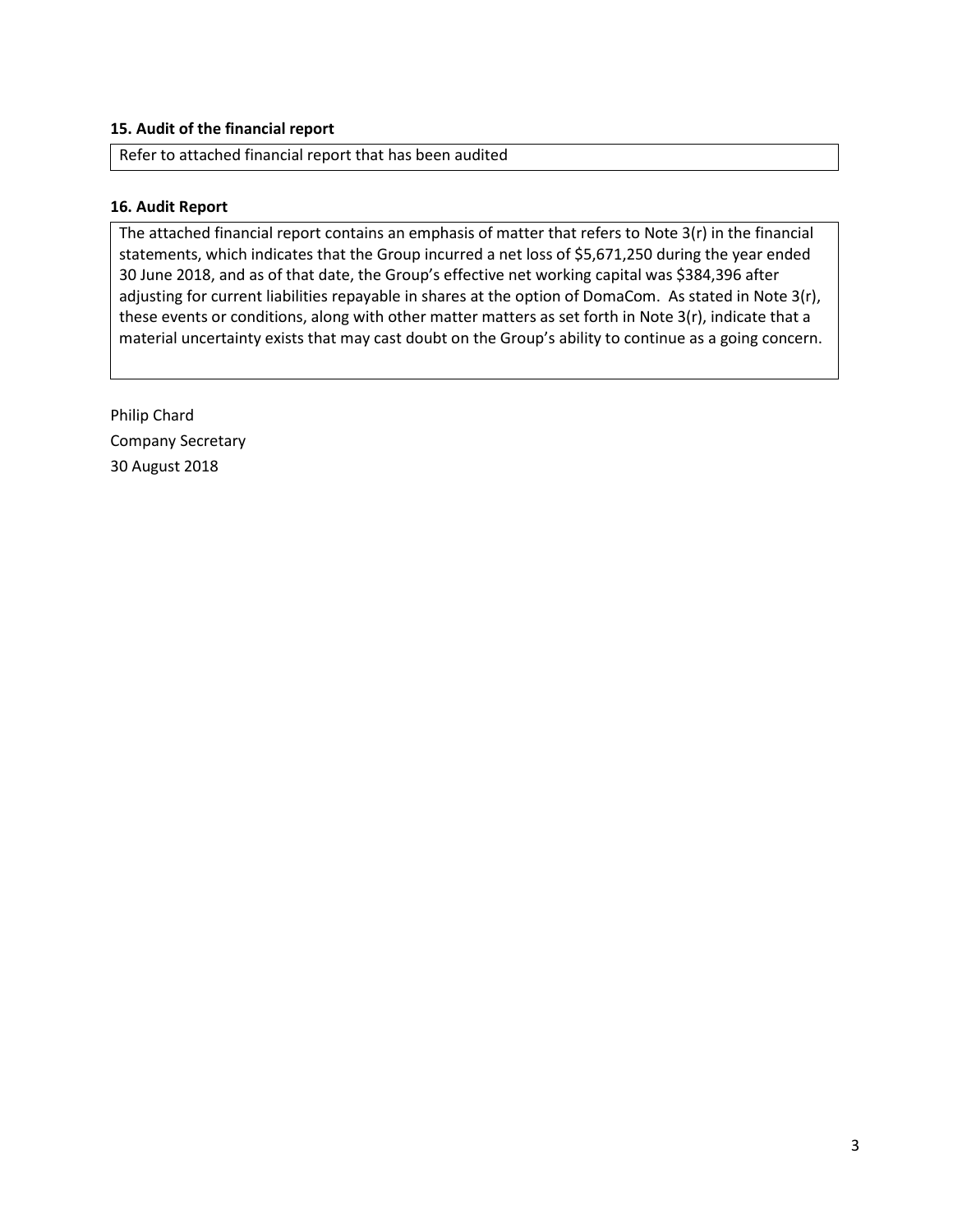**15. Audit of the financial report**

Refer to attached financial report that has been audited

**16. Audit Report**

The attached financial report contains an emphasis of matter that refers to Note 3(r) in the financial statements, which indicates that the Group incurred a net loss of $5,671,250 during the year ended 30 June 2018, and as of that date, the Group's effective net working capital was $384,396 after adjusting for current liabilities repayable in shares at the option of DomaCom. As stated in Note 3(r), these events or conditions, along with other matter matters as set forth in Note 3(r), indicate that a material uncertainty exists that may cast doubt on the Group's ability to continue as a going concern.

Philip Chard
Company Secretary
30 August 2018